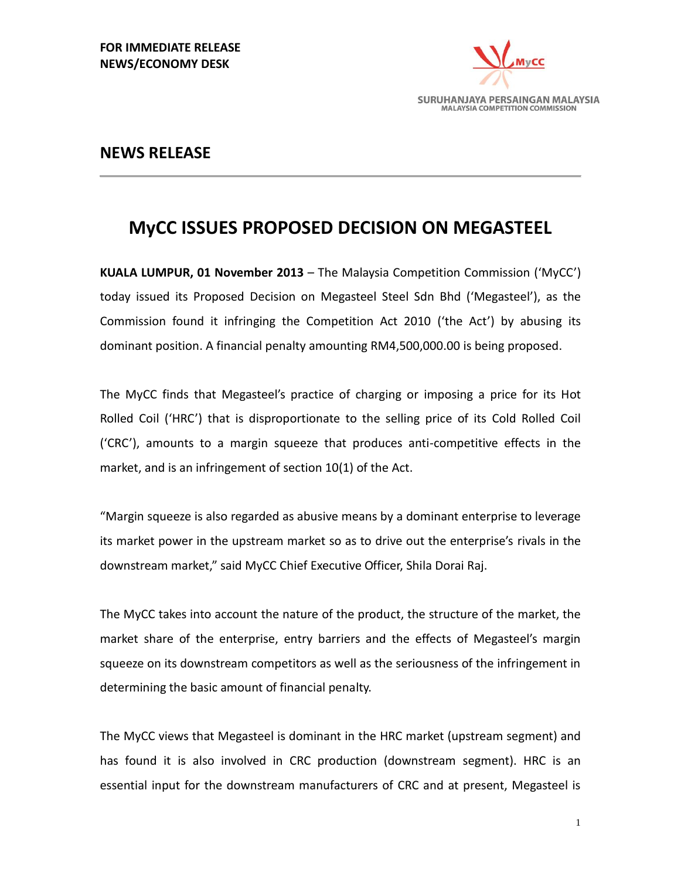**FOR IMMEDIATE RELEASE**
**NEWS/ECONOMY DESK**

SURUHANJAYA PERSAINGAN MALAYSIA
MALAYSIA COMPETITION COMMISSION

## NEWS RELEASE

# MyCC ISSUES PROPOSED DECISION ON MEGASTEEL

**KUALA LUMPUR, 01 November 2013** – The Malaysia Competition Commission ('MyCC') today issued its Proposed Decision on Megasteel Steel Sdn Bhd ('Megasteel'), as the Commission found it infringing the Competition Act 2010 ('the Act') by abusing its dominant position. A financial penalty amounting RM4,500,000.00 is being proposed.

The MyCC finds that Megasteel's practice of charging or imposing a price for its Hot Rolled Coil ('HRC') that is disproportionate to the selling price of its Cold Rolled Coil ('CRC'), amounts to a margin squeeze that produces anti-competitive effects in the market, and is an infringement of section 10(1) of the Act.

"Margin squeeze is also regarded as abusive means by a dominant enterprise to leverage its market power in the upstream market so as to drive out the enterprise's rivals in the downstream market," said MyCC Chief Executive Officer, Shila Dorai Raj.

The MyCC takes into account the nature of the product, the structure of the market, the market share of the enterprise, entry barriers and the effects of Megasteel's margin squeeze on its downstream competitors as well as the seriousness of the infringement in determining the basic amount of financial penalty.

The MyCC views that Megasteel is dominant in the HRC market (upstream segment) and has found it is also involved in CRC production (downstream segment). HRC is an essential input for the downstream manufacturers of CRC and at present, Megasteel is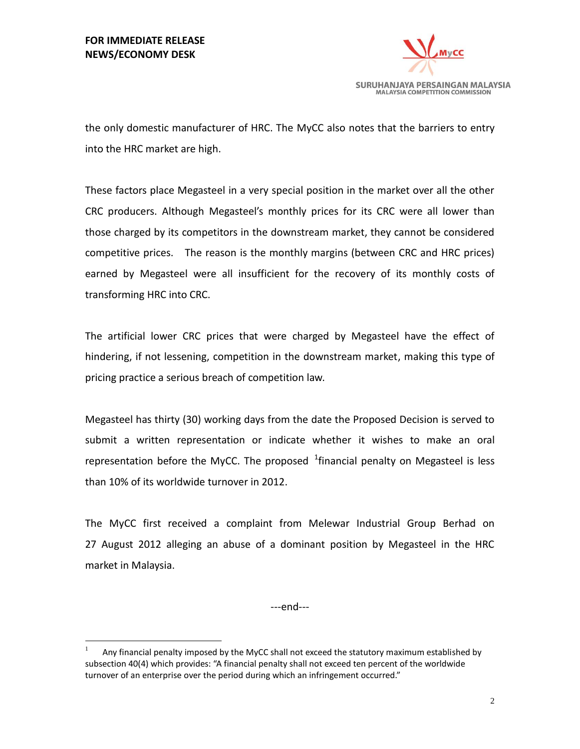the only domestic manufacturer of HRC. The MyCC also notes that the barriers to entry into the HRC market are high.

These factors place Megasteel in a very special position in the market over all the other CRC producers. Although Megasteel's monthly prices for its CRC were all lower than those charged by its competitors in the downstream market, they cannot be considered competitive prices. The reason is the monthly margins (between CRC and HRC prices) earned by Megasteel were all insufficient for the recovery of its monthly costs of transforming HRC into CRC.

The artificial lower CRC prices that were charged by Megasteel have the effect of hindering, if not lessening, competition in the downstream market, making this type of pricing practice a serious breach of competition law.

Megasteel has thirty (30) working days from the date the Proposed Decision is served to submit a written representation or indicate whether it wishes to make an oral representation before the MyCC. The proposed [1]financial penalty on Megasteel is less than 10% of its worldwide turnover in 2012.

The MyCC first received a complaint from Melewar Industrial Group Berhad on 27 August 2012 alleging an abuse of a dominant position by Megasteel in the HRC market in Malaysia.

---end---

[1] Any financial penalty imposed by the MyCC shall not exceed the statutory maximum established by subsection 40(4) which provides: "A financial penalty shall not exceed ten percent of the worldwide turnover of an enterprise over the period during which an infringement occurred."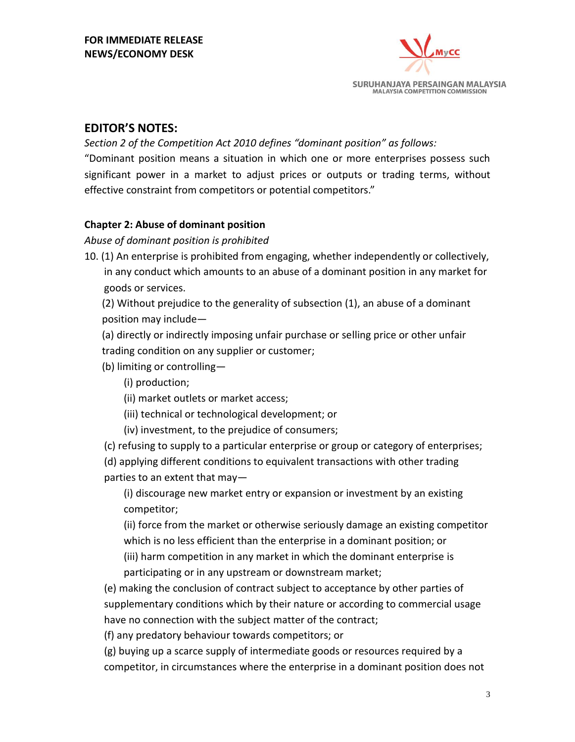**FOR IMMEDIATE RELEASE**
**NEWS/ECONOMY DESK**

## EDITOR'S NOTES:

*Section 2 of the Competition Act 2010 defines "dominant position" as follows:*

"Dominant position means a situation in which one or more enterprises possess such significant power in a market to adjust prices or outputs or trading terms, without effective constraint from competitors or potential competitors."

**Chapter 2: Abuse of dominant position**

*Abuse of dominant position is prohibited*

10. (1) An enterprise is prohibited from engaging, whether independently or collectively, in any conduct which amounts to an abuse of a dominant position in any market for goods or services.

(2) Without prejudice to the generality of subsection (1), an abuse of a dominant position may include—

(a) directly or indirectly imposing unfair purchase or selling price or other unfair trading condition on any supplier or customer;

(b) limiting or controlling—

(i) production;

(ii) market outlets or market access;

(iii) technical or technological development; or

(iv) investment, to the prejudice of consumers;

(c) refusing to supply to a particular enterprise or group or category of enterprises;

(d) applying different conditions to equivalent transactions with other trading parties to an extent that may—

(i) discourage new market entry or expansion or investment by an existing competitor;

(ii) force from the market or otherwise seriously damage an existing competitor which is no less efficient than the enterprise in a dominant position; or

(iii) harm competition in any market in which the dominant enterprise is participating or in any upstream or downstream market;

(e) making the conclusion of contract subject to acceptance by other parties of supplementary conditions which by their nature or according to commercial usage have no connection with the subject matter of the contract;

(f) any predatory behaviour towards competitors; or

(g) buying up a scarce supply of intermediate goods or resources required by a competitor, in circumstances where the enterprise in a dominant position does not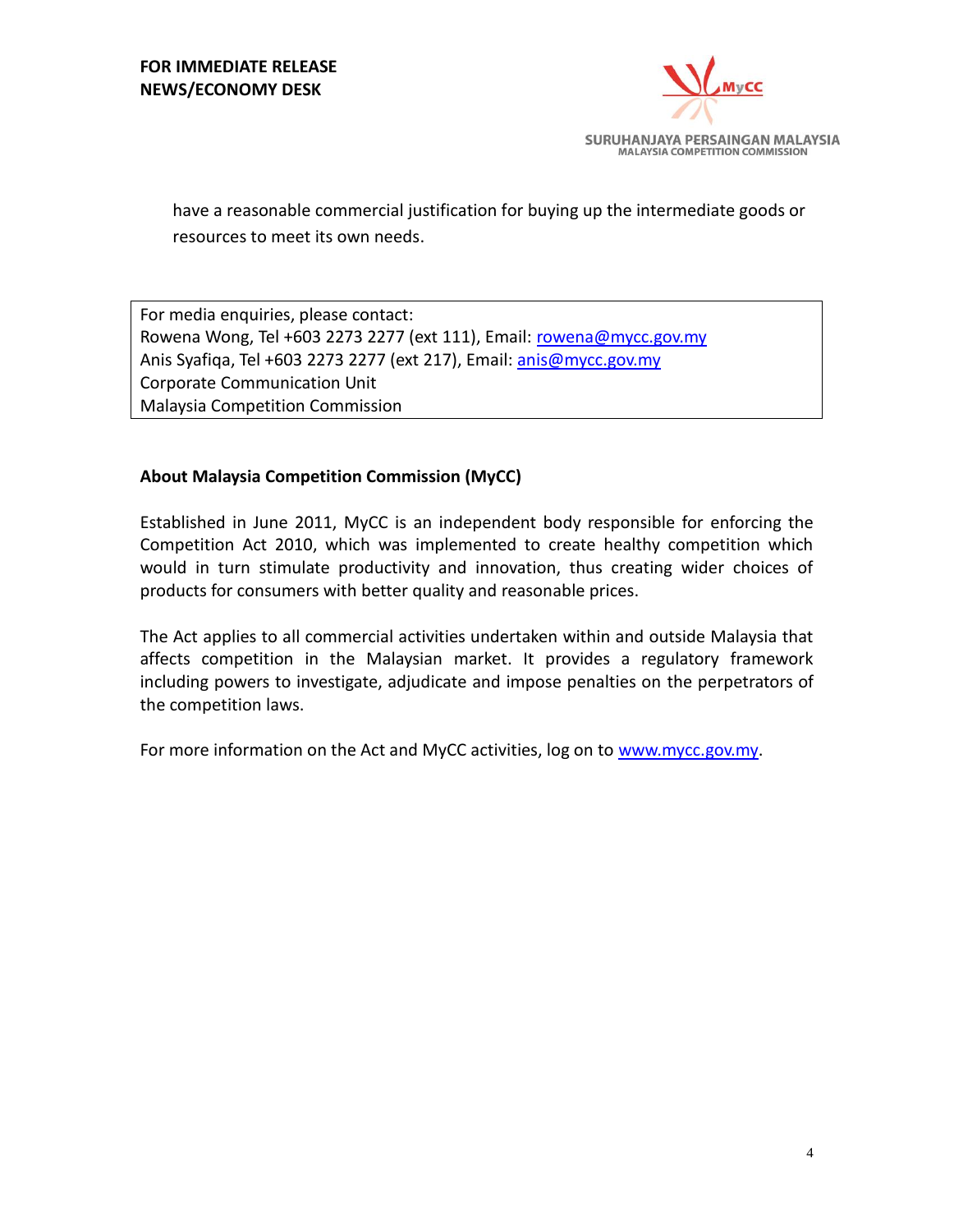have a reasonable commercial justification for buying up the intermediate goods or resources to meet its own needs.

For media enquiries, please contact:
Rowena Wong, Tel +603 2273 2277 (ext 111), Email: rowena@mycc.gov.my
Anis Syafiqa, Tel +603 2273 2277 (ext 217), Email: anis@mycc.gov.my
Corporate Communication Unit
Malaysia Competition Commission

**About Malaysia Competition Commission (MyCC)**

Established in June 2011, MyCC is an independent body responsible for enforcing the Competition Act 2010, which was implemented to create healthy competition which would in turn stimulate productivity and innovation, thus creating wider choices of products for consumers with better quality and reasonable prices.

The Act applies to all commercial activities undertaken within and outside Malaysia that affects competition in the Malaysian market. It provides a regulatory framework including powers to investigate, adjudicate and impose penalties on the perpetrators of the competition laws.

For more information on the Act and MyCC activities, log on to www.mycc.gov.my.